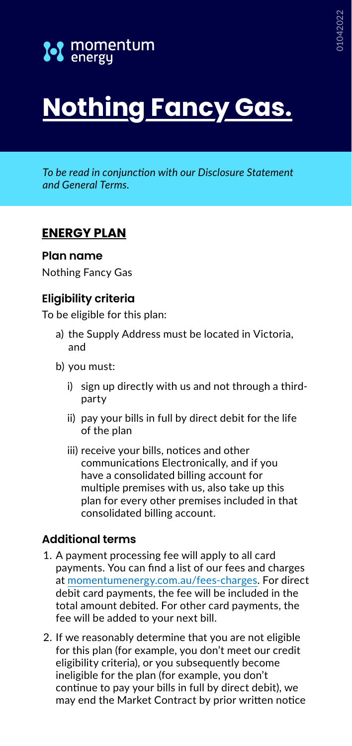momentum energy

# Nothing Fancy Gas.

*To be read in conjunction with our Disclosure Statement and General Terms.*

## ENERGY PLAN

### Plan name

Nothing Fancy Gas

### Eligibility criteria

To be eligible for this plan:

a) the Supply Address must be located in Victoria, and

b) you must:

i) sign up directly with us and not through a third-party

ii) pay your bills in full by direct debit for the life of the plan

iii) receive your bills, notices and other communications Electronically, and if you have a consolidated billing account for multiple premises with us, also take up this plan for every other premises included in that consolidated billing account.

### Additional terms

1. A payment processing fee will apply to all card payments. You can find a list of our fees and charges at momentumenergy.com.au/fees-charges. For direct debit card payments, the fee will be included in the total amount debited. For other card payments, the fee will be added to your next bill.
2. If we reasonably determine that you are not eligible for this plan (for example, you don't meet our credit eligibility criteria), or you subsequently become ineligible for the plan (for example, you don't continue to pay your bills in full by direct debit), we may end the Market Contract by prior written notice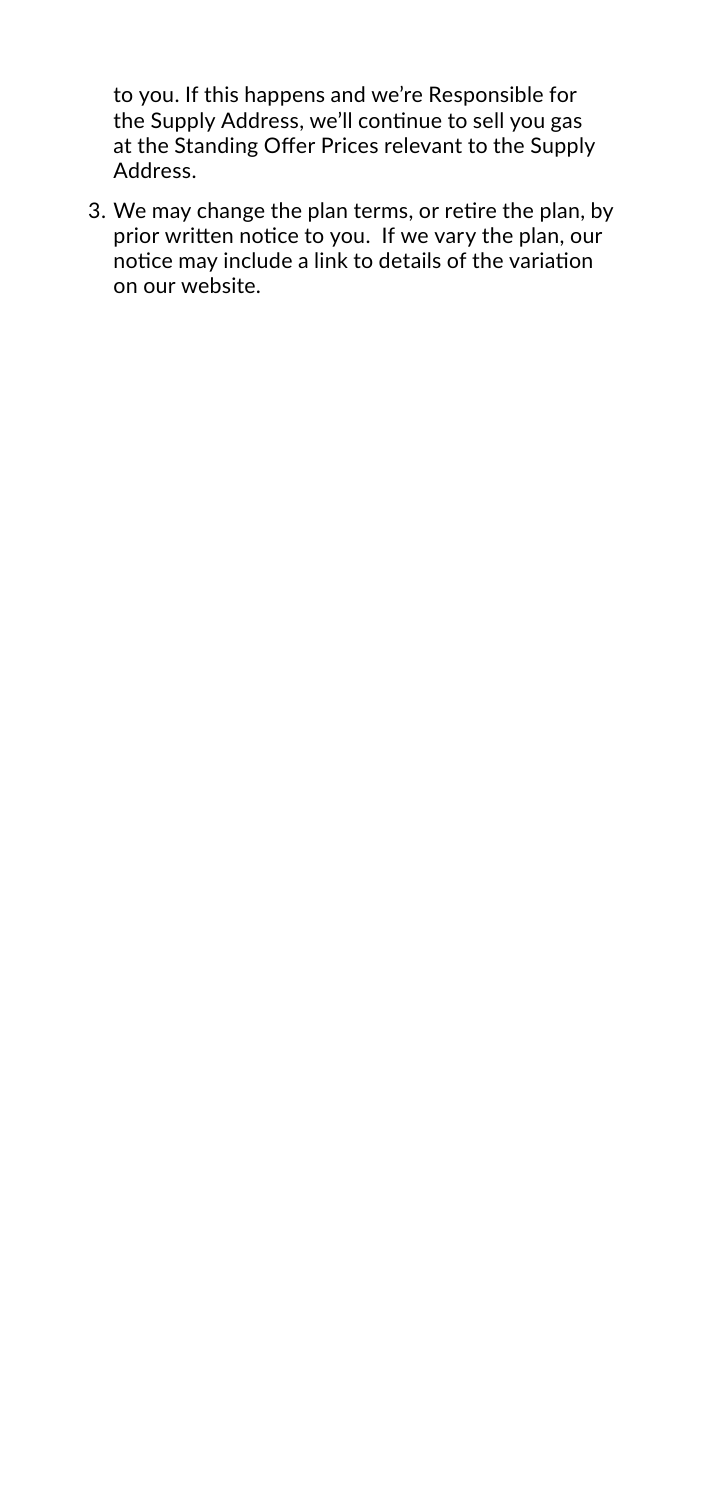to you. If this happens and we're Responsible for the Supply Address, we'll continue to sell you gas at the Standing Offer Prices relevant to the Supply Address.

3. We may change the plan terms, or retire the plan, by prior written notice to you. If we vary the plan, our notice may include a link to details of the variation on our website.